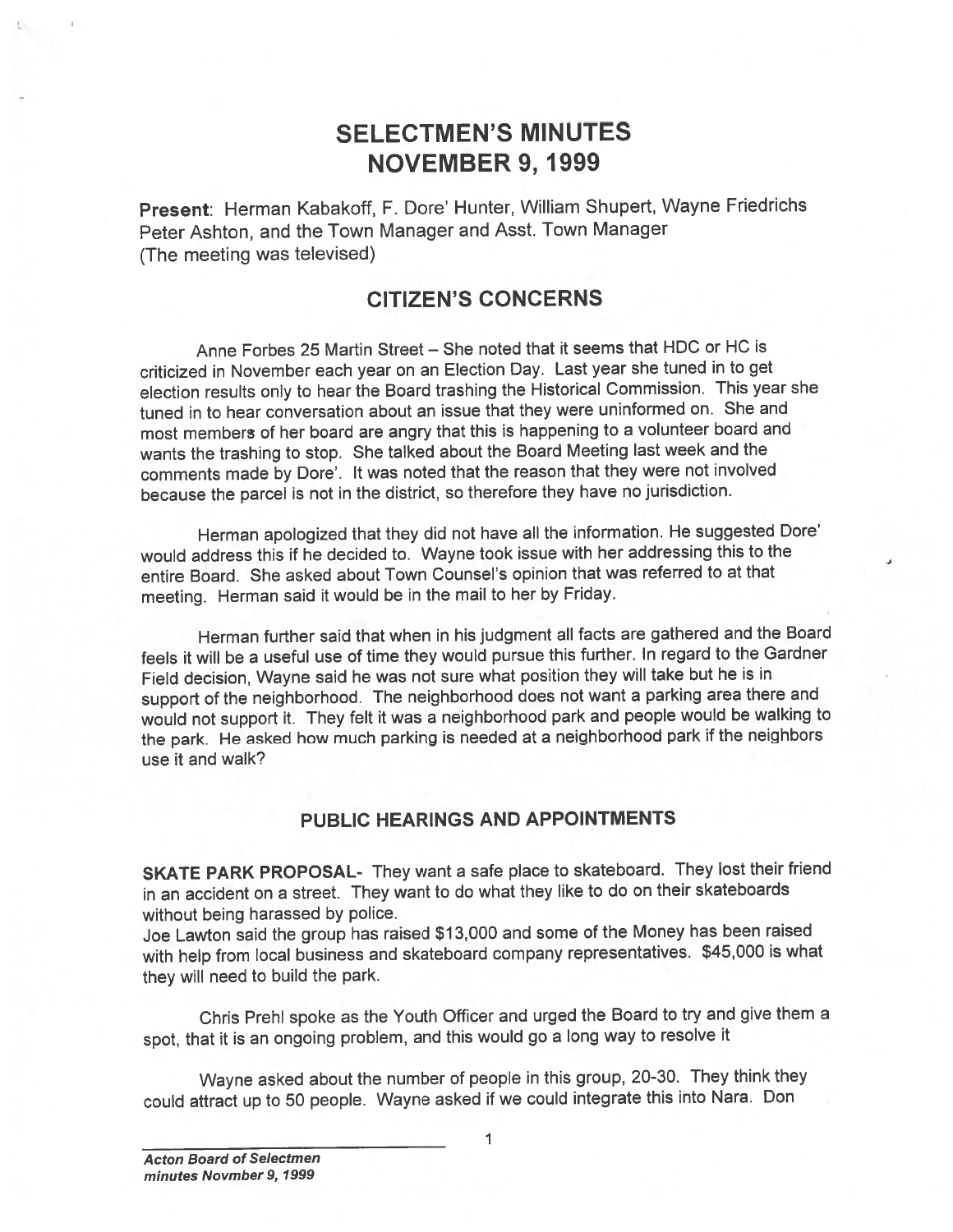# SELECTMEN'S MINUTES
# NOVEMBER 9, 1999

**Present**: Herman Kabakoff, F. Dore' Hunter, William Shupert, Wayne Friedrichs Peter Ashton, and the Town Manager and Asst. Town Manager
(The meeting was televised)

## CITIZEN'S CONCERNS

Anne Forbes 25 Martin Street – She noted that it seems that HDC or HC is criticized in November each year on an Election Day. Last year she tuned in to get election results only to hear the Board trashing the Historical Commission. This year she tuned in to hear conversation about an issue that they were uninformed on. She and most members of her board are angry that this is happening to a volunteer board and wants the trashing to stop. She talked about the Board Meeting last week and the comments made by Dore'. It was noted that the reason that they were not involved because the parcel is not in the district, so therefore they have no jurisdiction.

Herman apologized that they did not have all the information. He suggested Dore' would address this if he decided to. Wayne took issue with her addressing this to the entire Board. She asked about Town Counsel's opinion that was referred to at that meeting. Herman said it would be in the mail to her by Friday.

Herman further said that when in his judgment all facts are gathered and the Board feels it will be a useful use of time they would pursue this further. In regard to the Gardner Field decision, Wayne said he was not sure what position they will take but he is in support of the neighborhood. The neighborhood does not want a parking area there and would not support it. They felt it was a neighborhood park and people would be walking to the park. He asked how much parking is needed at a neighborhood park if the neighbors use it and walk?

### PUBLIC HEARINGS AND APPOINTMENTS

**SKATE PARK PROPOSAL-** They want a safe place to skateboard. They lost their friend in an accident on a street. They want to do what they like to do on their skateboards without being harassed by police.
Joe Lawton said the group has raised $13,000 and some of the Money has been raised with help from local business and skateboard company representatives. $45,000 is what they will need to build the park.

Chris Prehl spoke as the Youth Officer and urged the Board to try and give them a spot, that it is an ongoing problem, and this would go a long way to resolve it

Wayne asked about the number of people in this group, 20-30. They think they could attract up to 50 people. Wayne asked if we could integrate this into Nara. Don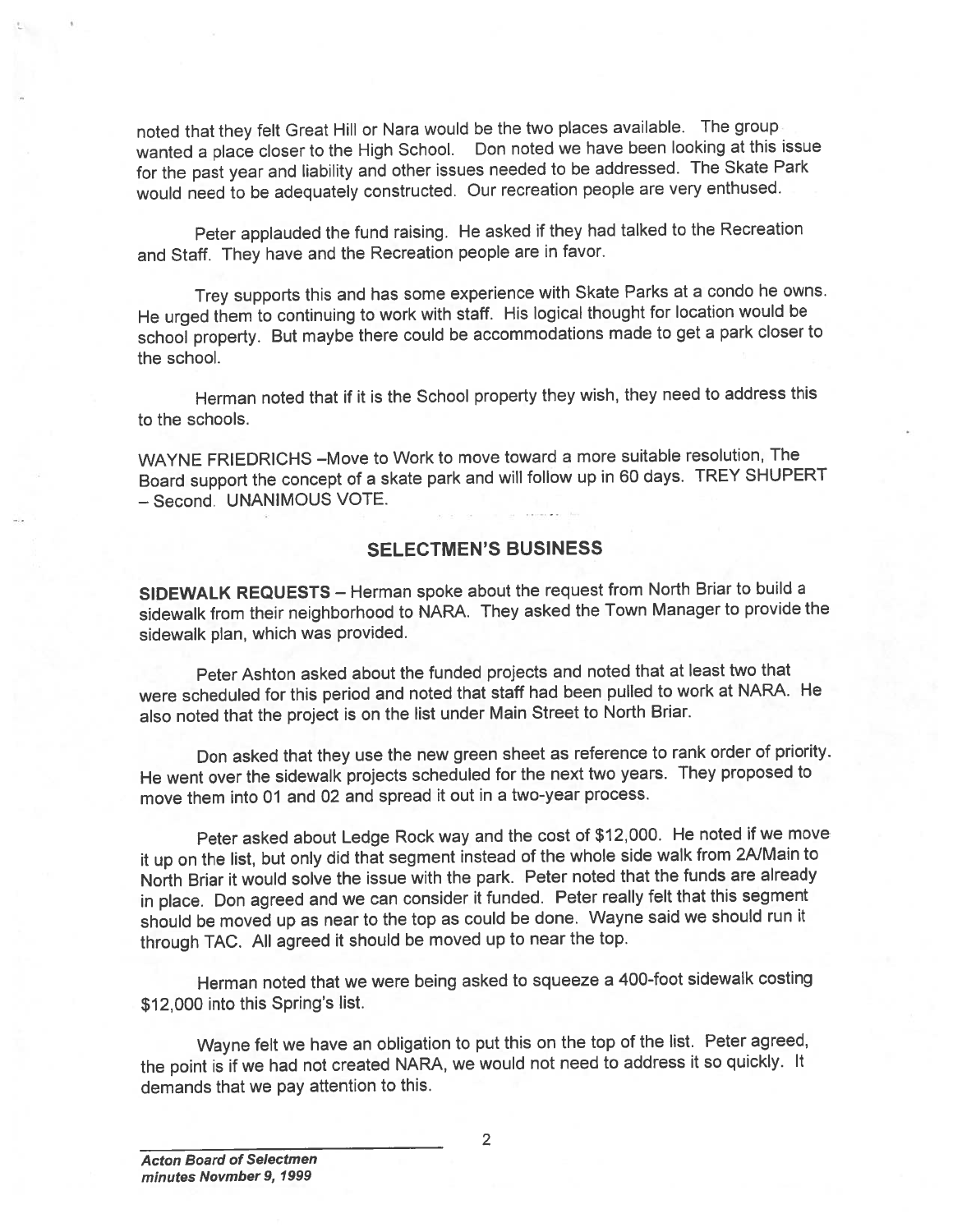noted that they felt Great Hill or Nara would be the two places available. The group wanted a place closer to the High School. Don noted we have been looking at this issue for the past year and liability and other issues needed to be addressed. The Skate Park would need to be adequately constructed. Our recreation people are very enthused.

Peter applauded the fund raising. He asked if they had talked to the Recreation and Staff. They have and the Recreation people are in favor.

Trey supports this and has some experience with Skate Parks at a condo he owns. He urged them to continuing to work with staff. His logical thought for location would be school property. But maybe there could be accommodations made to get a park closer to the school.

Herman noted that if it is the School property they wish, they need to address this to the schools.

WAYNE FRIEDRICHS –Move to Work to move toward a more suitable resolution, The Board support the concept of a skate park and will follow up in 60 days. TREY SHUPERT – Second. UNANIMOUS VOTE.

## SELECTMEN'S BUSINESS

**SIDEWALK REQUESTS** – Herman spoke about the request from North Briar to build a sidewalk from their neighborhood to NARA. They asked the Town Manager to provide the sidewalk plan, which was provided.

Peter Ashton asked about the funded projects and noted that at least two that were scheduled for this period and noted that staff had been pulled to work at NARA. He also noted that the project is on the list under Main Street to North Briar.

Don asked that they use the new green sheet as reference to rank order of priority. He went over the sidewalk projects scheduled for the next two years. They proposed to move them into 01 and 02 and spread it out in a two-year process.

Peter asked about Ledge Rock way and the cost of $12,000. He noted if we move it up on the list, but only did that segment instead of the whole side walk from 2A/Main to North Briar it would solve the issue with the park. Peter noted that the funds are already in place. Don agreed and we can consider it funded. Peter really felt that this segment should be moved up as near to the top as could be done. Wayne said we should run it through TAC. All agreed it should be moved up to near the top.

Herman noted that we were being asked to squeeze a 400-foot sidewalk costing $12,000 into this Spring's list.

Wayne felt we have an obligation to put this on the top of the list. Peter agreed, the point is if we had not created NARA, we would not need to address it so quickly. It demands that we pay attention to this.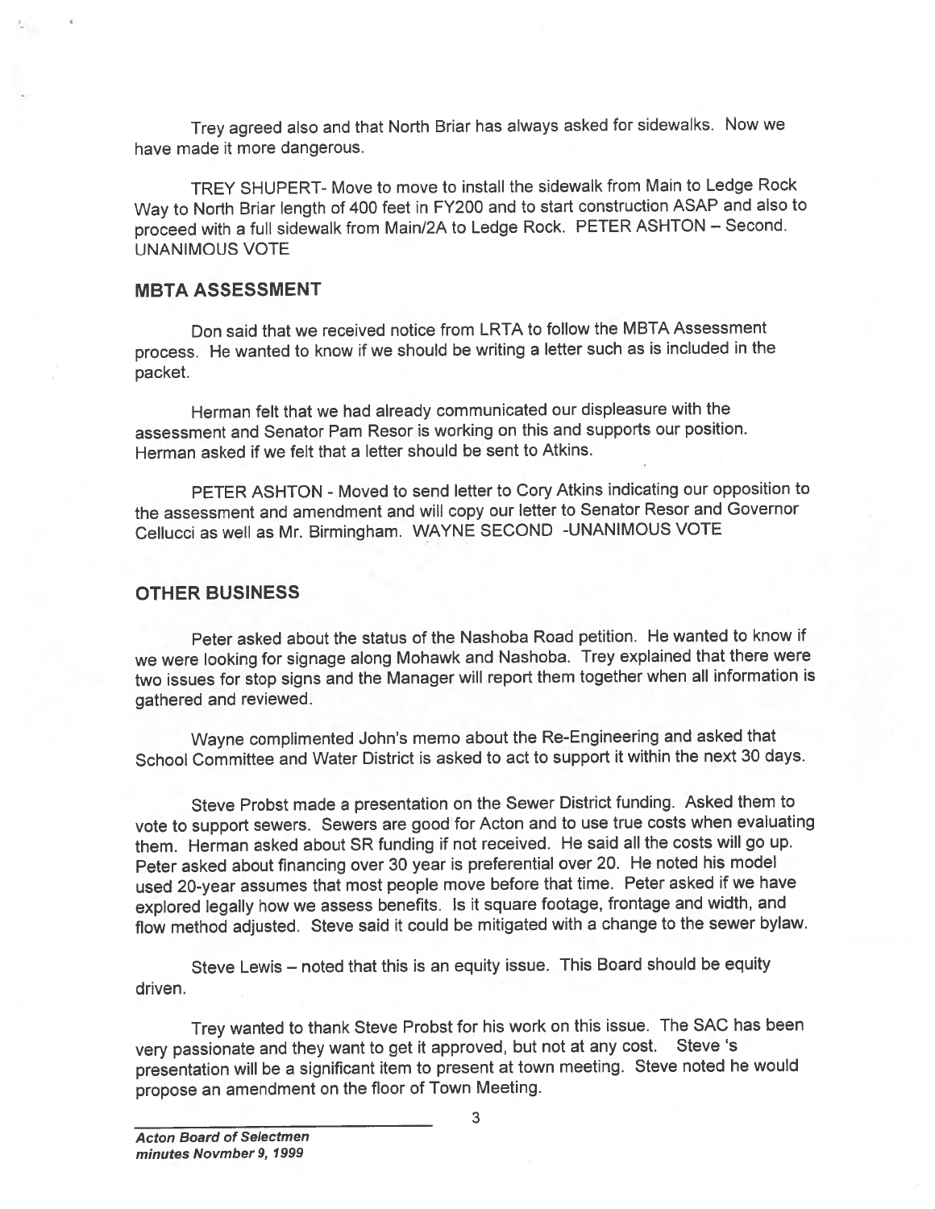Trey agreed also and that North Briar has always asked for sidewalks. Now we have made it more dangerous.

TREY SHUPERT- Move to move to install the sidewalk from Main to Ledge Rock Way to North Briar length of 400 feet in FY200 and to start construction ASAP and also to proceed with a full sidewalk from Main/2A to Ledge Rock. PETER ASHTON – Second. UNANIMOUS VOTE

## MBTA ASSESSMENT

Don said that we received notice from LRTA to follow the MBTA Assessment process. He wanted to know if we should be writing a letter such as is included in the packet.

Herman felt that we had already communicated our displeasure with the assessment and Senator Pam Resor is working on this and supports our position. Herman asked if we felt that a letter should be sent to Atkins.

PETER ASHTON - Moved to send letter to Cory Atkins indicating our opposition to the assessment and amendment and will copy our letter to Senator Resor and Governor Cellucci as well as Mr. Birmingham. WAYNE SECOND -UNANIMOUS VOTE

## OTHER BUSINESS

Peter asked about the status of the Nashoba Road petition. He wanted to know if we were looking for signage along Mohawk and Nashoba. Trey explained that there were two issues for stop signs and the Manager will report them together when all information is gathered and reviewed.

Wayne complimented John's memo about the Re-Engineering and asked that School Committee and Water District is asked to act to support it within the next 30 days.

Steve Probst made a presentation on the Sewer District funding. Asked them to vote to support sewers. Sewers are good for Acton and to use true costs when evaluating them. Herman asked about SR funding if not received. He said all the costs will go up. Peter asked about financing over 30 year is preferential over 20. He noted his model used 20-year assumes that most people move before that time. Peter asked if we have explored legally how we assess benefits. Is it square footage, frontage and width, and flow method adjusted. Steve said it could be mitigated with a change to the sewer bylaw.

Steve Lewis – noted that this is an equity issue. This Board should be equity driven.

Trey wanted to thank Steve Probst for his work on this issue. The SAC has been very passionate and they want to get it approved, but not at any cost. Steve 's presentation will be a significant item to present at town meeting. Steve noted he would propose an amendment on the floor of Town Meeting.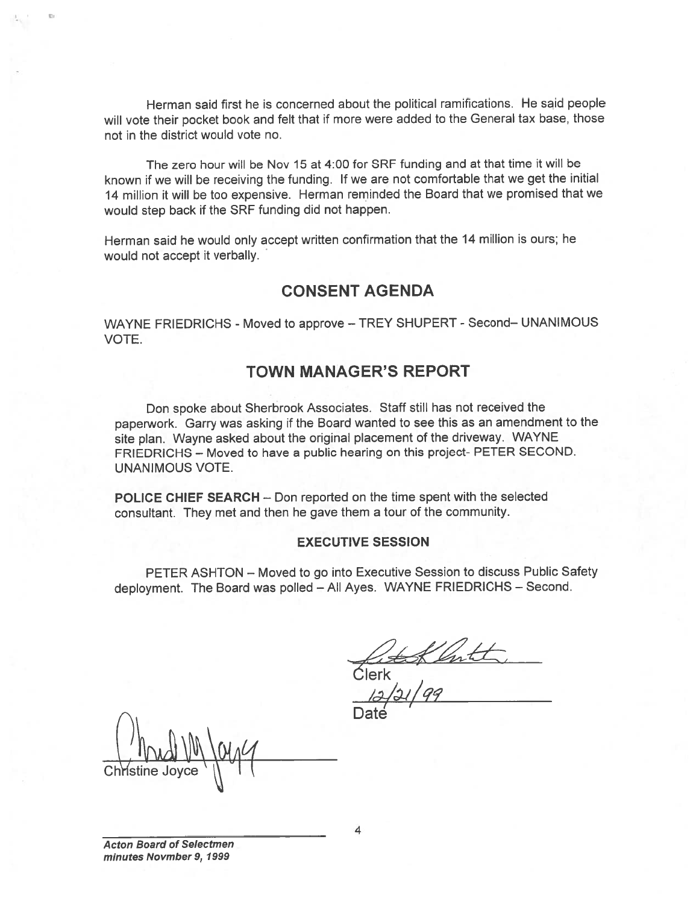Herman said first he is concerned about the political ramifications. He said people will vote their pocket book and felt that if more were added to the General tax base, those not in the district would vote no.

The zero hour will be Nov 15 at 4:00 for SRF funding and at that time it will be known if we will be receiving the funding. If we are not comfortable that we get the initial 14 million it will be too expensive. Herman reminded the Board that we promised that we would step back if the SRF funding did not happen.

Herman said he would only accept written confirmation that the 14 million is ours; he would not accept it verbally.

## CONSENT AGENDA

WAYNE FRIEDRICHS - Moved to approve – TREY SHUPERT - Second– UNANIMOUS VOTE.

## TOWN MANAGER'S REPORT

Don spoke about Sherbrook Associates. Staff still has not received the paperwork. Garry was asking if the Board wanted to see this as an amendment to the site plan. Wayne asked about the original placement of the driveway. WAYNE FRIEDRICHS – Moved to have a public hearing on this project- PETER SECOND. UNANIMOUS VOTE.

**POLICE CHIEF SEARCH** – Don reported on the time spent with the selected consultant. They met and then he gave them a tour of the community.

### EXECUTIVE SESSION

PETER ASHTON – Moved to go into Executive Session to discuss Public Safety deployment. The Board was polled – All Ayes. WAYNE FRIEDRICHS – Second.

Clerk

12/21/99

Date

Christine Joyce

***Acton Board of Selectmen minutes Novmber 9, 1999***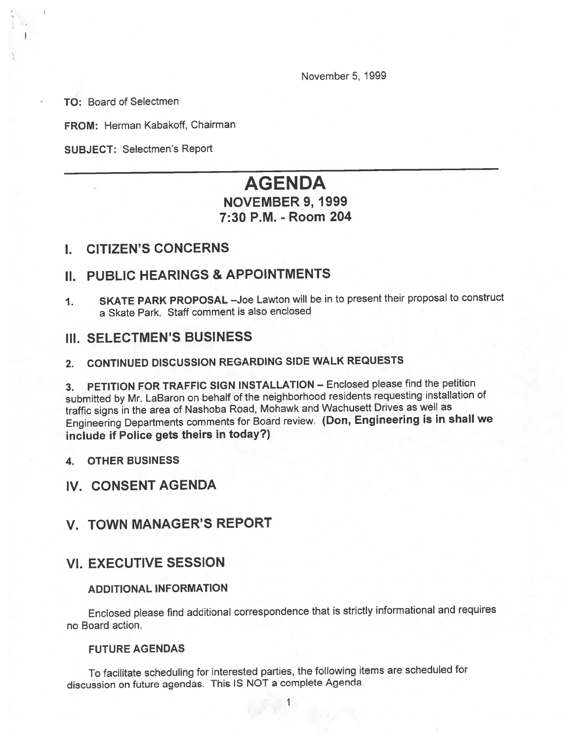November 5, 1999

**TO:** Board of Selectmen

**FROM:** Herman Kabakoff, Chairman

**SUBJECT:** Selectmen's Report

---

# AGENDA

## NOVEMBER 9, 1999
## 7:30 P.M. - Room 204

## I. CITIZEN'S CONCERNS

## II. PUBLIC HEARINGS & APPOINTMENTS

1. **SKATE PARK PROPOSAL** –Joe Lawton will be in to present their proposal to construct a Skate Park. Staff comment is also enclosed

## III. SELECTMEN'S BUSINESS

2. **CONTINUED DISCUSSION REGARDING SIDE WALK REQUESTS**

3. **PETITION FOR TRAFFIC SIGN INSTALLATION** – Enclosed please find the petition submitted by Mr. LaBaron on behalf of the neighborhood residents requesting installation of traffic signs in the area of Nashoba Road, Mohawk and Wachusett Drives as well as Engineering Departments comments for Board review. **(Don, Engineering is in shall we include if Police gets theirs in today?)**

4. **OTHER BUSINESS**

## IV. CONSENT AGENDA

## V. TOWN MANAGER'S REPORT

## VI. EXECUTIVE SESSION

### ADDITIONAL INFORMATION

Enclosed please find additional correspondence that is strictly informational and requires no Board action.

### FUTURE AGENDAS

To facilitate scheduling for interested parties, the following items are scheduled for discussion on future agendas. This IS NOT a complete Agenda.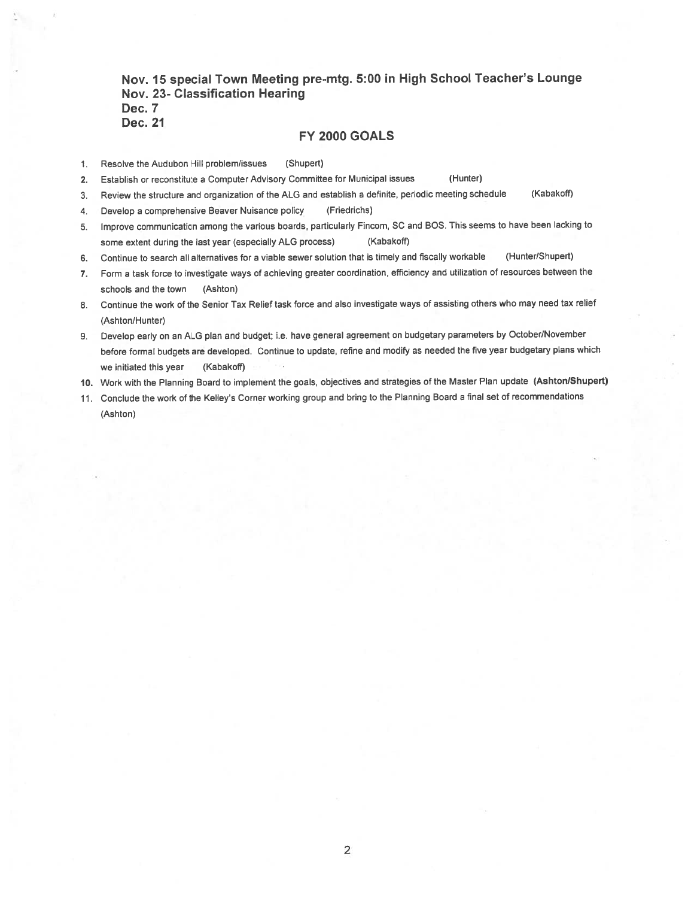**Nov. 15 special Town Meeting pre-mtg. 5:00 in High School Teacher's Lounge**
**Nov. 23- Classification Hearing**
**Dec. 7**
**Dec. 21**

## FY 2000 GOALS

1. Resolve the Audubon Hill problem/issues (Shupert)
2. Establish or reconstitute a Computer Advisory Committee for Municipal issues (Hunter)
3. Review the structure and organization of the ALG and establish a definite, periodic meeting schedule (Kabakoff)
4. Develop a comprehensive Beaver Nuisance policy (Friedrichs)
5. Improve communication among the various boards, particularly Fincom, SC and BOS. This seems to have been lacking to some extent during the last year (especially ALG process) (Kabakoff)
6. Continue to search all alternatives for a viable sewer solution that is timely and fiscally workable (Hunter/Shupert)
7. Form a task force to investigate ways of achieving greater coordination, efficiency and utilization of resources between the schools and the town (Ashton)
8. Continue the work of the Senior Tax Relief task force and also investigate ways of assisting others who may need tax relief (Ashton/Hunter)
9. Develop early on an ALG plan and budget; i.e. have general agreement on budgetary parameters by October/November before formal budgets are developed. Continue to update, refine and modify as needed the five year budgetary plans which we initiated this year (Kabakoff)
10. Work with the Planning Board to implement the goals, objectives and strategies of the Master Plan update **(Ashton/Shupert)**
11. Conclude the work of the Kelley's Corner working group and bring to the Planning Board a final set of recommendations (Ashton)